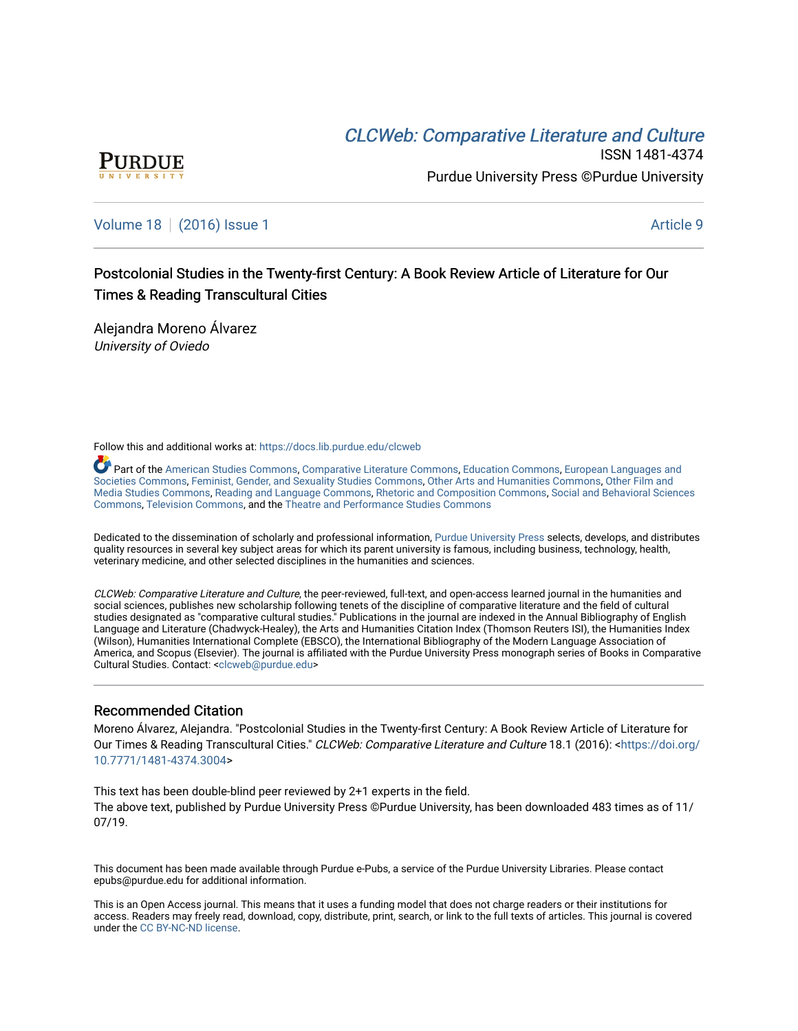CLCWeb: Comparative Literature and Culture

ISSN 1481-4374

Purdue University Press ©Purdue University

Volume 18 | (2016) Issue 1 | Article 9

# Postcolonial Studies in the Twenty-first Century: A Book Review Article of Literature for Our Times & Reading Transcultural Cities

Alejandra Moreno Álvarez
*University of Oviedo*

Follow this and additional works at: https://docs.lib.purdue.edu/clcweb

Part of the American Studies Commons, Comparative Literature Commons, Education Commons, European Languages and Societies Commons, Feminist, Gender, and Sexuality Studies Commons, Other Arts and Humanities Commons, Other Film and Media Studies Commons, Reading and Language Commons, Rhetoric and Composition Commons, Social and Behavioral Sciences Commons, Television Commons, and the Theatre and Performance Studies Commons

Dedicated to the dissemination of scholarly and professional information, Purdue University Press selects, develops, and distributes quality resources in several key subject areas for which its parent university is famous, including business, technology, health, veterinary medicine, and other selected disciplines in the humanities and sciences.

*CLCWeb: Comparative Literature and Culture*, the peer-reviewed, full-text, and open-access learned journal in the humanities and social sciences, publishes new scholarship following tenets of the discipline of comparative literature and the field of cultural studies designated as "comparative cultural studies." Publications in the journal are indexed in the Annual Bibliography of English Language and Literature (Chadwyck-Healey), the Arts and Humanities Citation Index (Thomson Reuters ISI), the Humanities Index (Wilson), Humanities International Complete (EBSCO), the International Bibliography of the Modern Language Association of America, and Scopus (Elsevier). The journal is affiliated with the Purdue University Press monograph series of Books in Comparative Cultural Studies. Contact: <clcweb@purdue.edu>

## Recommended Citation

Moreno Álvarez, Alejandra. "Postcolonial Studies in the Twenty-first Century: A Book Review Article of Literature for Our Times & Reading Transcultural Cities." *CLCWeb: Comparative Literature and Culture* 18.1 (2016): <https://doi.org/10.7771/1481-4374.3004>

This text has been double-blind peer reviewed by 2+1 experts in the field.
The above text, published by Purdue University Press ©Purdue University, has been downloaded 483 times as of 11/07/19.

This document has been made available through Purdue e-Pubs, a service of the Purdue University Libraries. Please contact epubs@purdue.edu for additional information.

This is an Open Access journal. This means that it uses a funding model that does not charge readers or their institutions for access. Readers may freely read, download, copy, distribute, print, search, or link to the full texts of articles. This journal is covered under the CC BY-NC-ND license.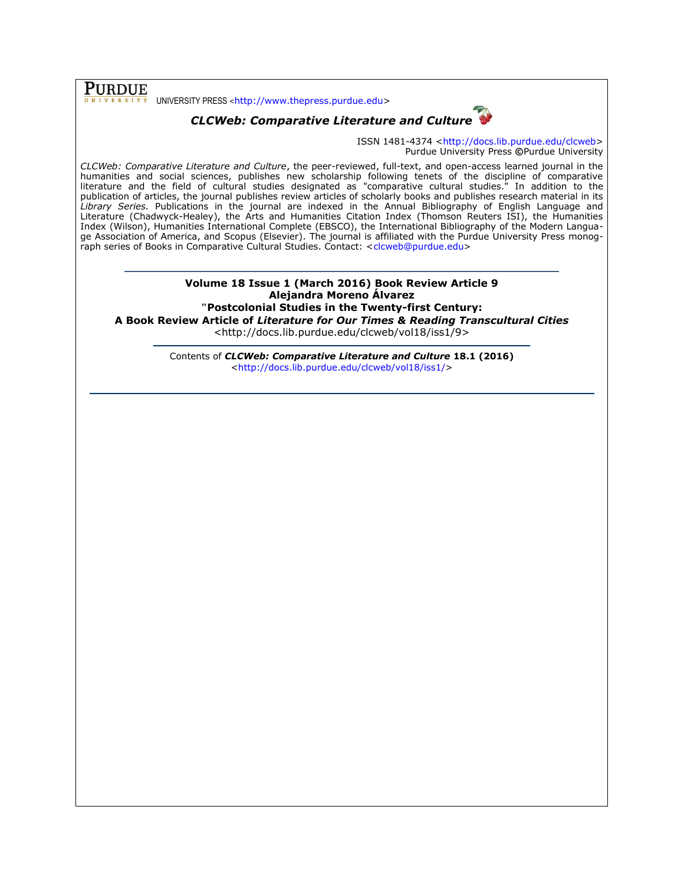**PURDUE** UNIVERSITY PRESS <http://www.thepress.purdue.edu>

***CLCWeb: Comparative Literature and Culture***

ISSN 1481-4374 <http://docs.lib.purdue.edu/clcweb>
Purdue University Press ©Purdue University

*CLCWeb: Comparative Literature and Culture*, the peer-reviewed, full-text, and open-access learned journal in the humanities and social sciences, publishes new scholarship following tenets of the discipline of comparative literature and the field of cultural studies designated as "comparative cultural studies." In addition to the publication of articles, the journal publishes review articles of scholarly books and publishes research material in its *Library Series.* Publications in the journal are indexed in the Annual Bibliography of English Language and Literature (Chadwyck-Healey), the Arts and Humanities Citation Index (Thomson Reuters ISI), the Humanities Index (Wilson), Humanities International Complete (EBSCO), the International Bibliography of the Modern Language Association of America, and Scopus (Elsevier). The journal is affiliated with the Purdue University Press monograph series of Books in Comparative Cultural Studies. Contact: <clcweb@purdue.edu>

---

**Volume 18 Issue 1 (March 2016) Book Review Article 9**
**Alejandra Moreno Álvarez**
"**Postcolonial Studies in the Twenty-first Century:**
**A Book Review Article of *Literature for Our Times & Reading Transcultural Cities***
<http://docs.lib.purdue.edu/clcweb/vol18/iss1/9>

---

Contents of ***CLCWeb: Comparative Literature and Culture*** **18.1 (2016)**
<http://docs.lib.purdue.edu/clcweb/vol18/iss1/>

---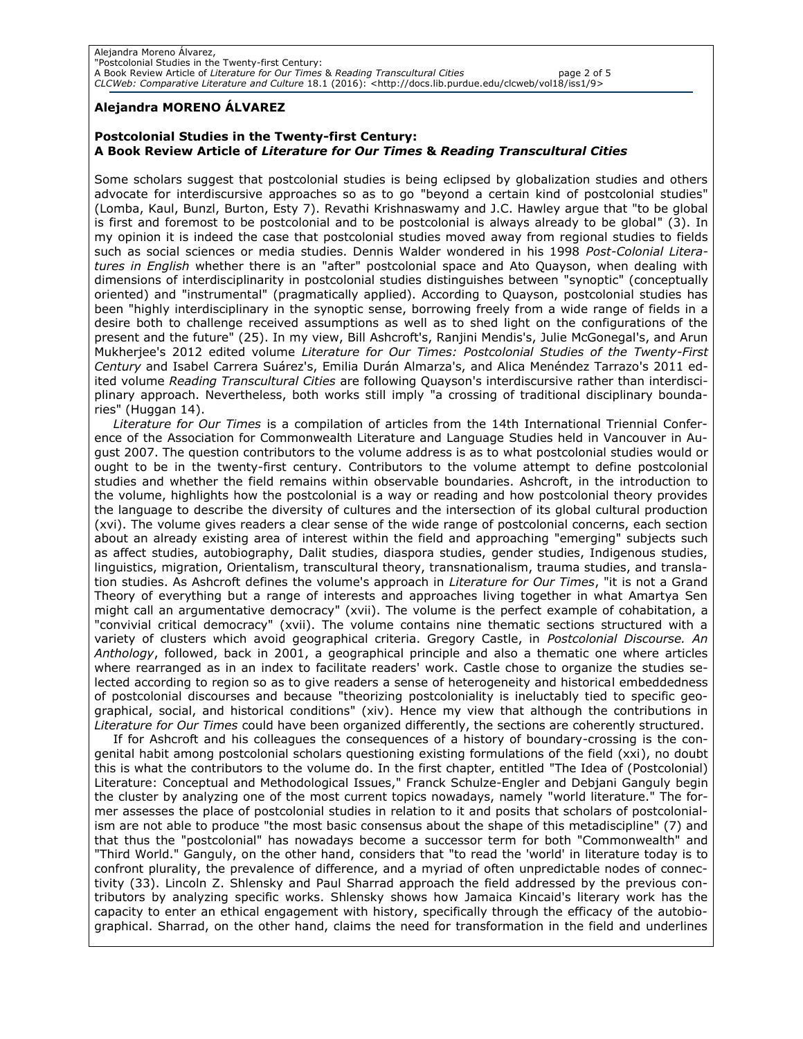**Alejandra MORENO ÁLVAREZ**

**Postcolonial Studies in the Twenty-first Century:**
**A Book Review Article of *Literature for Our Times* & *Reading Transcultural Cities***

Some scholars suggest that postcolonial studies is being eclipsed by globalization studies and others advocate for interdiscursive approaches so as to go "beyond a certain kind of postcolonial studies" (Lomba, Kaul, Bunzl, Burton, Esty 7). Revathi Krishnaswamy and J.C. Hawley argue that "to be global is first and foremost to be postcolonial and to be postcolonial is always already to be global" (3). In my opinion it is indeed the case that postcolonial studies moved away from regional studies to fields such as social sciences or media studies. Dennis Walder wondered in his 1998 *Post-Colonial Literatures in English* whether there is an "after" postcolonial space and Ato Quayson, when dealing with dimensions of interdisciplinarity in postcolonial studies distinguishes between "synoptic" (conceptually oriented) and "instrumental" (pragmatically applied). According to Quayson, postcolonial studies has been "highly interdisciplinary in the synoptic sense, borrowing freely from a wide range of fields in a desire both to challenge received assumptions as well as to shed light on the configurations of the present and the future" (25). In my view, Bill Ashcroft's, Ranjini Mendis's, Julie McGonegal's, and Arun Mukherjee's 2012 edited volume *Literature for Our Times: Postcolonial Studies of the Twenty-First Century* and Isabel Carrera Suárez's, Emilia Durán Almarza's, and Alica Menéndez Tarrazo's 2011 edited volume *Reading Transcultural Cities* are following Quayson's interdiscursive rather than interdisciplinary approach. Nevertheless, both works still imply "a crossing of traditional disciplinary boundaries" (Huggan 14).

*Literature for Our Times* is a compilation of articles from the 14th International Triennial Conference of the Association for Commonwealth Literature and Language Studies held in Vancouver in August 2007. The question contributors to the volume address is as to what postcolonial studies would or ought to be in the twenty-first century. Contributors to the volume attempt to define postcolonial studies and whether the field remains within observable boundaries. Ashcroft, in the introduction to the volume, highlights how the postcolonial is a way or reading and how postcolonial theory provides the language to describe the diversity of cultures and the intersection of its global cultural production (xvi). The volume gives readers a clear sense of the wide range of postcolonial concerns, each section about an already existing area of interest within the field and approaching "emerging" subjects such as affect studies, autobiography, Dalit studies, diaspora studies, gender studies, Indigenous studies, linguistics, migration, Orientalism, transcultural theory, transnationalism, trauma studies, and translation studies. As Ashcroft defines the volume's approach in *Literature for Our Times*, "it is not a Grand Theory of everything but a range of interests and approaches living together in what Amartya Sen might call an argumentative democracy" (xvii). The volume is the perfect example of cohabitation, a "convivial critical democracy" (xvii). The volume contains nine thematic sections structured with a variety of clusters which avoid geographical criteria. Gregory Castle, in *Postcolonial Discourse. An Anthology*, followed, back in 2001, a geographical principle and also a thematic one where articles where rearranged as in an index to facilitate readers' work. Castle chose to organize the studies selected according to region so as to give readers a sense of heterogeneity and historical embeddedness of postcolonial discourses and because "theorizing postcoloniality is ineluctably tied to specific geographical, social, and historical conditions" (xiv). Hence my view that although the contributions in *Literature for Our Times* could have been organized differently, the sections are coherently structured.

If for Ashcroft and his colleagues the consequences of a history of boundary-crossing is the congenital habit among postcolonial scholars questioning existing formulations of the field (xxi), no doubt this is what the contributors to the volume do. In the first chapter, entitled "The Idea of (Postcolonial) Literature: Conceptual and Methodological Issues," Franck Schulze-Engler and Debjani Ganguly begin the cluster by analyzing one of the most current topics nowadays, namely "world literature." The former assesses the place of postcolonial studies in relation to it and posits that scholars of postcolonialism are not able to produce "the most basic consensus about the shape of this metadiscipline" (7) and that thus the "postcolonial" has nowadays become a successor term for both "Commonwealth" and "Third World." Ganguly, on the other hand, considers that "to read the 'world' in literature today is to confront plurality, the prevalence of difference, and a myriad of often unpredictable nodes of connectivity (33). Lincoln Z. Shlensky and Paul Sharrad approach the field addressed by the previous contributors by analyzing specific works. Shlensky shows how Jamaica Kincaid's literary work has the capacity to enter an ethical engagement with history, specifically through the efficacy of the autobiographical. Sharrad, on the other hand, claims the need for transformation in the field and underlines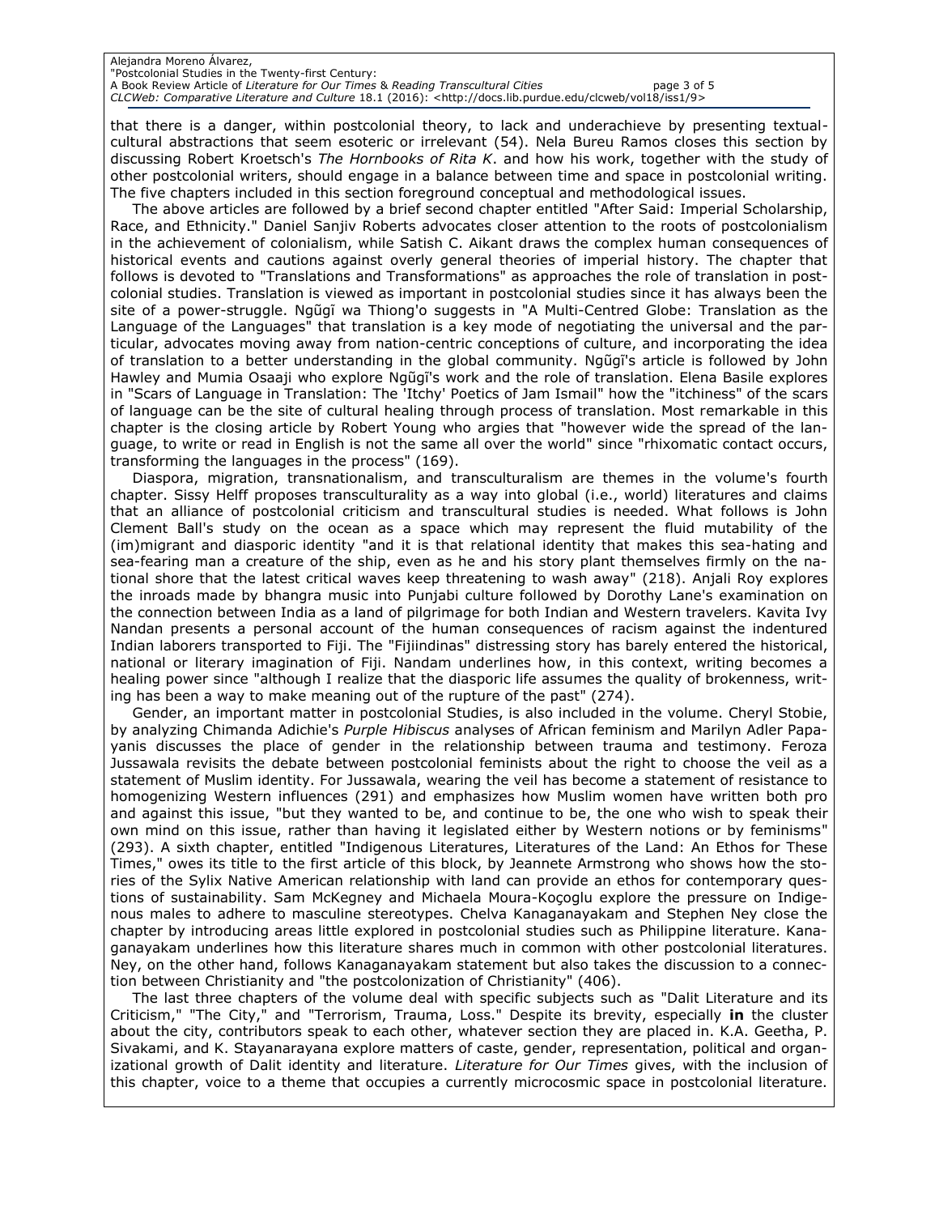that there is a danger, within postcolonial theory, to lack and underachieve by presenting textual-cultural abstractions that seem esoteric or irrelevant (54). Nela Bureu Ramos closes this section by discussing Robert Kroetsch's *The Hornbooks of Rita K*. and how his work, together with the study of other postcolonial writers, should engage in a balance between time and space in postcolonial writing. The five chapters included in this section foreground conceptual and methodological issues.

The above articles are followed by a brief second chapter entitled "After Said: Imperial Scholarship, Race, and Ethnicity." Daniel Sanjiv Roberts advocates closer attention to the roots of postcolonialism in the achievement of colonialism, while Satish C. Aikant draws the complex human consequences of historical events and cautions against overly general theories of imperial history. The chapter that follows is devoted to "Translations and Transformations" as approaches the role of translation in post-colonial studies. Translation is viewed as important in postcolonial studies since it has always been the site of a power-struggle. Ngũgĩ wa Thiong'o suggests in "A Multi-Centred Globe: Translation as the Language of the Languages" that translation is a key mode of negotiating the universal and the particular, advocates moving away from nation-centric conceptions of culture, and incorporating the idea of translation to a better understanding in the global community. Ngũgĩ's article is followed by John Hawley and Mumia Osaaji who explore Ngũgĩ's work and the role of translation. Elena Basile explores in "Scars of Language in Translation: The 'Itchy' Poetics of Jam Ismail" how the "itchiness" of the scars of language can be the site of cultural healing through process of translation. Most remarkable in this chapter is the closing article by Robert Young who argies that "however wide the spread of the language, to write or read in English is not the same all over the world" since "rhixomatic contact occurs, transforming the languages in the process" (169).

Diaspora, migration, transnationalism, and transculturalism are themes in the volume's fourth chapter. Sissy Helff proposes transculturality as a way into global (i.e., world) literatures and claims that an alliance of postcolonial criticism and transcultural studies is needed. What follows is John Clement Ball's study on the ocean as a space which may represent the fluid mutability of the (im)migrant and diasporic identity "and it is that relational identity that makes this sea-hating and sea-fearing man a creature of the ship, even as he and his story plant themselves firmly on the national shore that the latest critical waves keep threatening to wash away" (218). Anjali Roy explores the inroads made by bhangra music into Punjabi culture followed by Dorothy Lane's examination on the connection between India as a land of pilgrimage for both Indian and Western travelers. Kavita Ivy Nandan presents a personal account of the human consequences of racism against the indentured Indian laborers transported to Fiji. The "Fijiindinas" distressing story has barely entered the historical, national or literary imagination of Fiji. Nandam underlines how, in this context, writing becomes a healing power since "although I realize that the diasporic life assumes the quality of brokenness, writing has been a way to make meaning out of the rupture of the past" (274).

Gender, an important matter in postcolonial Studies, is also included in the volume. Cheryl Stobie, by analyzing Chimanda Adichie's *Purple Hibiscus* analyses of African feminism and Marilyn Adler Papayanis discusses the place of gender in the relationship between trauma and testimony. Feroza Jussawala revisits the debate between postcolonial feminists about the right to choose the veil as a statement of Muslim identity. For Jussawala, wearing the veil has become a statement of resistance to homogenizing Western influences (291) and emphasizes how Muslim women have written both pro and against this issue, "but they wanted to be, and continue to be, the one who wish to speak their own mind on this issue, rather than having it legislated either by Western notions or by feminisms" (293). A sixth chapter, entitled "Indigenous Literatures, Literatures of the Land: An Ethos for These Times," owes its title to the first article of this block, by Jeannete Armstrong who shows how the stories of the Sylix Native American relationship with land can provide an ethos for contemporary questions of sustainability. Sam McKegney and Michaela Moura-Koçoglu explore the pressure on Indigenous males to adhere to masculine stereotypes. Chelva Kanaganayakam and Stephen Ney close the chapter by introducing areas little explored in postcolonial studies such as Philippine literature. Kanaganayakam underlines how this literature shares much in common with other postcolonial literatures. Ney, on the other hand, follows Kanaganayakam statement but also takes the discussion to a connection between Christianity and "the postcolonization of Christianity" (406).

The last three chapters of the volume deal with specific subjects such as "Dalit Literature and its Criticism," "The City," and "Terrorism, Trauma, Loss." Despite its brevity, especially **in** the cluster about the city, contributors speak to each other, whatever section they are placed in. K.A. Geetha, P. Sivakami, and K. Stayanarayana explore matters of caste, gender, representation, political and organizational growth of Dalit identity and literature. *Literature for Our Times* gives, with the inclusion of this chapter, voice to a theme that occupies a currently microcosmic space in postcolonial literature.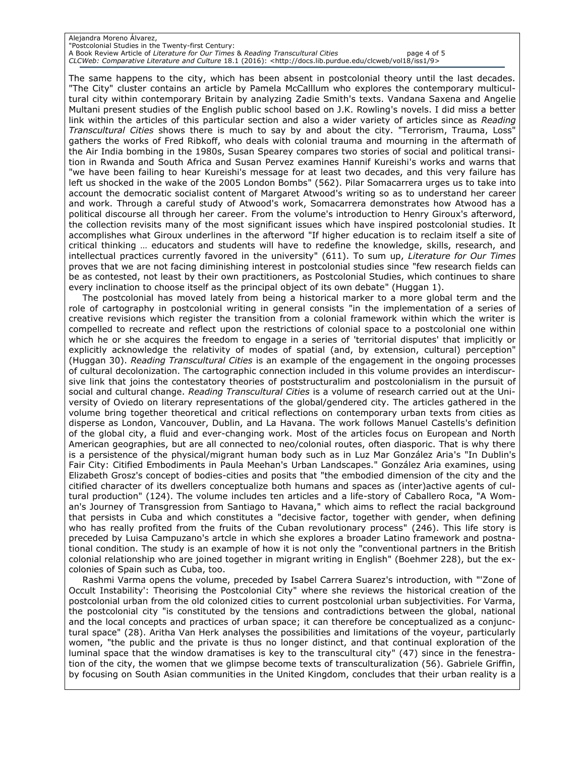The same happens to the city, which has been absent in postcolonial theory until the last decades. "The City" cluster contains an article by Pamela McCalllum who explores the contemporary multicultural city within contemporary Britain by analyzing Zadie Smith's texts. Vandana Saxena and Angelie Multani present studies of the English public school based on J.K. Rowling's novels. I did miss a better link within the articles of this particular section and also a wider variety of articles since as *Reading Transcultural Cities* shows there is much to say by and about the city. "Terrorism, Trauma, Loss" gathers the works of Fred Ribkoff, who deals with colonial trauma and mourning in the aftermath of the Air India bombing in the 1980s, Susan Spearey compares two stories of social and political transition in Rwanda and South Africa and Susan Pervez examines Hannif Kureishi's works and warns that "we have been failing to hear Kureishi's message for at least two decades, and this very failure has left us shocked in the wake of the 2005 London Bombs" (562). Pilar Somacarrera urges us to take into account the democratic socialist content of Margaret Atwood's writing so as to understand her career and work. Through a careful study of Atwood's work, Somacarrera demonstrates how Atwood has a political discourse all through her career. From the volume's introduction to Henry Giroux's afterword, the collection revisits many of the most significant issues which have inspired postcolonial studies. It accomplishes what Giroux underlines in the afterword "If higher education is to reclaim itself a site of critical thinking … educators and students will have to redefine the knowledge, skills, research, and intellectual practices currently favored in the university" (611). To sum up, *Literature for Our Times* proves that we are not facing diminishing interest in postcolonial studies since "few research fields can be as contested, not least by their own practitioners, as Postcolonial Studies, which continues to share every inclination to choose itself as the principal object of its own debate" (Huggan 1).

The postcolonial has moved lately from being a historical marker to a more global term and the role of cartography in postcolonial writing in general consists "in the implementation of a series of creative revisions which register the transition from a colonial framework within which the writer is compelled to recreate and reflect upon the restrictions of colonial space to a postcolonial one within which he or she acquires the freedom to engage in a series of 'territorial disputes' that implicitly or explicitly acknowledge the relativity of modes of spatial (and, by extension, cultural) perception" (Huggan 30). *Reading Transcultural Cities* is an example of the engagement in the ongoing processes of cultural decolonization. The cartographic connection included in this volume provides an interdiscursive link that joins the contestatory theories of poststructuralim and postcolonialism in the pursuit of social and cultural change. *Reading Transcultural Cities* is a volume of research carried out at the University of Oviedo on literary representations of the global/gendered city. The articles gathered in the volume bring together theoretical and critical reflections on contemporary urban texts from cities as disperse as London, Vancouver, Dublin, and La Havana. The work follows Manuel Castells's definition of the global city, a fluid and ever-changing work. Most of the articles focus on European and North American geographies, but are all connected to neo/colonial routes, often diasporic. That is why there is a persistence of the physical/migrant human body such as in Luz Mar González Aria's "In Dublin's Fair City: Citified Embodiments in Paula Meehan's Urban Landscapes." González Aria examines, using Elizabeth Grosz's concept of bodies-cities and posits that "the embodied dimension of the city and the citified character of its dwellers conceptualize both humans and spaces as (inter)active agents of cultural production" (124). The volume includes ten articles and a life-story of Caballero Roca, "A Woman's Journey of Transgression from Santiago to Havana," which aims to reflect the racial background that persists in Cuba and which constitutes a "decisive factor, together with gender, when defining who has really profited from the fruits of the Cuban revolutionary process" (246). This life story is preceded by Luisa Campuzano's artcle in which she explores a broader Latino framework and postnational condition. The study is an example of how it is not only the "conventional partners in the British colonial relationship who are joined together in migrant writing in English" (Boehmer 228), but the ex-colonies of Spain such as Cuba, too.

Rashmi Varma opens the volume, preceded by Isabel Carrera Suarez's introduction, with "'Zone of Occult Instability': Theorising the Postcolonial City" where she reviews the historical creation of the postcolonial urban from the old colonized cities to current postcolonial urban subjectivities. For Varma, the postcolonial city "is constituted by the tensions and contradictions between the global, national and the local concepts and practices of urban space; it can therefore be conceptualized as a conjunctural space" (28). Aritha Van Herk analyses the possibilities and limitations of the voyeur, particularly women, "the public and the private is thus no longer distinct, and that continual exploration of the luminal space that the window dramatises is key to the transcultural city" (47) since in the fenestration of the city, the women that we glimpse become texts of transculturalization (56). Gabriele Griffin, by focusing on South Asian communities in the United Kingdom, concludes that their urban reality is a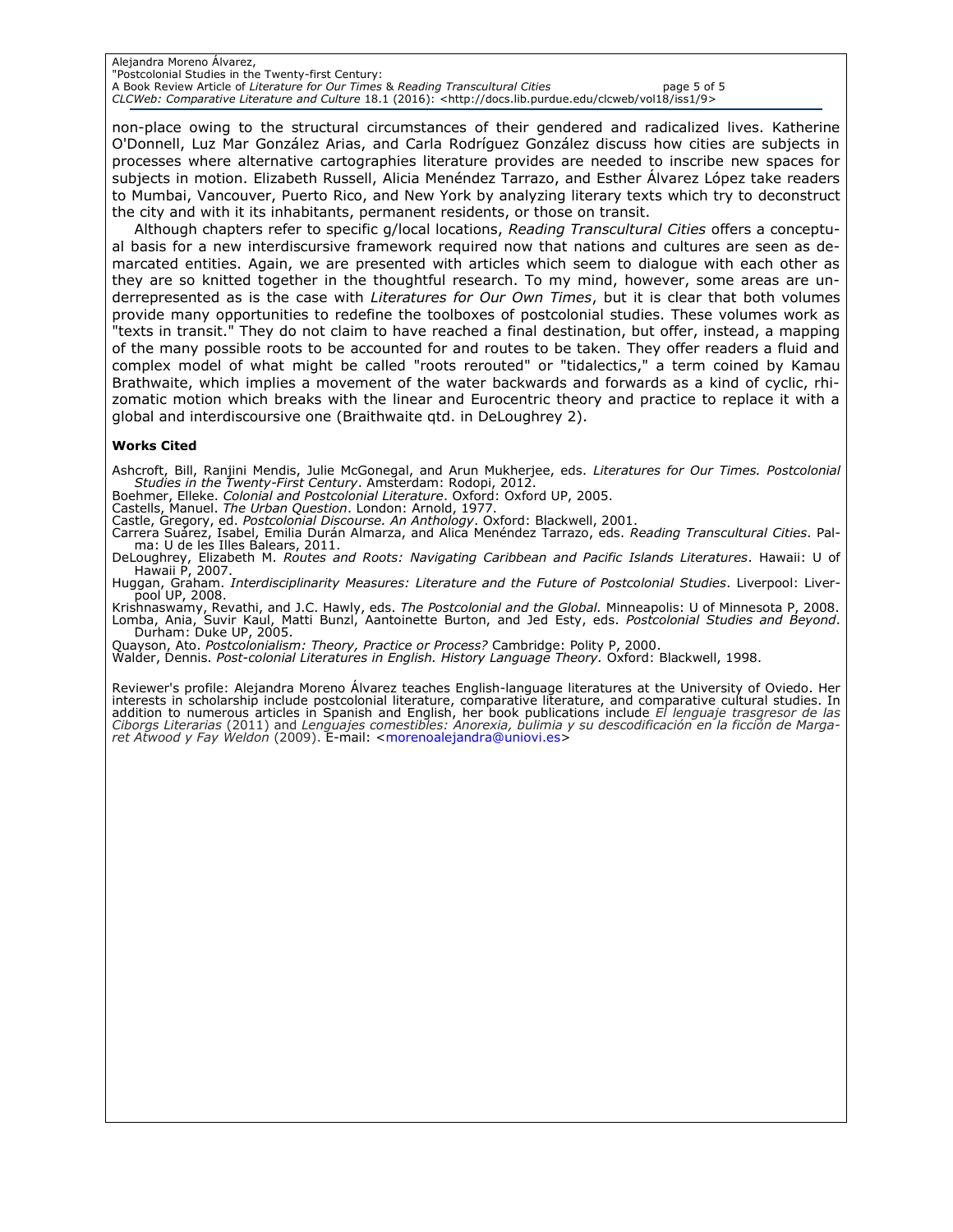non-place owing to the structural circumstances of their gendered and radicalized lives. Katherine O'Donnell, Luz Mar González Arias, and Carla Rodríguez González discuss how cities are subjects in processes where alternative cartographies literature provides are needed to inscribe new spaces for subjects in motion. Elizabeth Russell, Alicia Menéndez Tarrazo, and Esther Álvarez López take readers to Mumbai, Vancouver, Puerto Rico, and New York by analyzing literary texts which try to deconstruct the city and with it its inhabitants, permanent residents, or those on transit.

Although chapters refer to specific g/local locations, *Reading Transcultural Cities* offers a conceptual basis for a new interdiscursive framework required now that nations and cultures are seen as demarcated entities. Again, we are presented with articles which seem to dialogue with each other as they are so knitted together in the thoughtful research. To my mind, however, some areas are underrepresented as is the case with *Literatures for Our Own Times*, but it is clear that both volumes provide many opportunities to redefine the toolboxes of postcolonial studies. These volumes work as "texts in transit." They do not claim to have reached a final destination, but offer, instead, a mapping of the many possible roots to be accounted for and routes to be taken. They offer readers a fluid and complex model of what might be called "roots rerouted" or "tidalectics," a term coined by Kamau Brathwaite, which implies a movement of the water backwards and forwards as a kind of cyclic, rhizomatic motion which breaks with the linear and Eurocentric theory and practice to replace it with a global and interdiscoursive one (Braithwaite qtd. in DeLoughrey 2).

**Works Cited**

Ashcroft, Bill, Ranjini Mendis, Julie McGonegal, and Arun Mukherjee, eds. *Literatures for Our Times. Postcolonial Studies in the Twenty-First Century*. Amsterdam: Rodopi, 2012.

Boehmer, Elleke. *Colonial and Postcolonial Literature*. Oxford: Oxford UP, 2005.

Castells, Manuel. *The Urban Question*. London: Arnold, 1977.

Castle, Gregory, ed. *Postcolonial Discourse. An Anthology*. Oxford: Blackwell, 2001.

Carrera Suárez, Isabel, Emilia Durán Almarza, and Alica Menéndez Tarrazo, eds. *Reading Transcultural Cities*. Palma: U de les Illes Balears, 2011.

DeLoughrey, Elizabeth M. *Routes and Roots: Navigating Caribbean and Pacific Islands Literatures*. Hawaii: U of Hawaii P, 2007.

Huggan, Graham. *Interdisciplinarity Measures: Literature and the Future of Postcolonial Studies*. Liverpool: Liverpool UP, 2008.

Krishnaswamy, Revathi, and J.C. Hawly, eds. *The Postcolonial and the Global.* Minneapolis: U of Minnesota P, 2008.

Lomba, Ania, Suvir Kaul, Matti Bunzl, Aantoinette Burton, and Jed Esty, eds. *Postcolonial Studies and Beyond*. Durham: Duke UP, 2005.

Quayson, Ato. *Postcolonialism: Theory, Practice or Process?* Cambridge: Polity P, 2000.

Walder, Dennis. *Post-colonial Literatures in English. History Language Theory.* Oxford: Blackwell, 1998.

Reviewer's profile: Alejandra Moreno Álvarez teaches English-language literatures at the University of Oviedo. Her interests in scholarship include postcolonial literature, comparative literature, and comparative cultural studies. In addition to numerous articles in Spanish and English, her book publications include *El lenguaje trasgresor de las Ciborgs Literarias* (2011) and *Lenguajes comestibles: Anorexia, bulimia y su descodificación en la ficción de Margaret Atwood y Fay Weldon* (2009). E-mail: <morenoalejandra@uniovi.es>